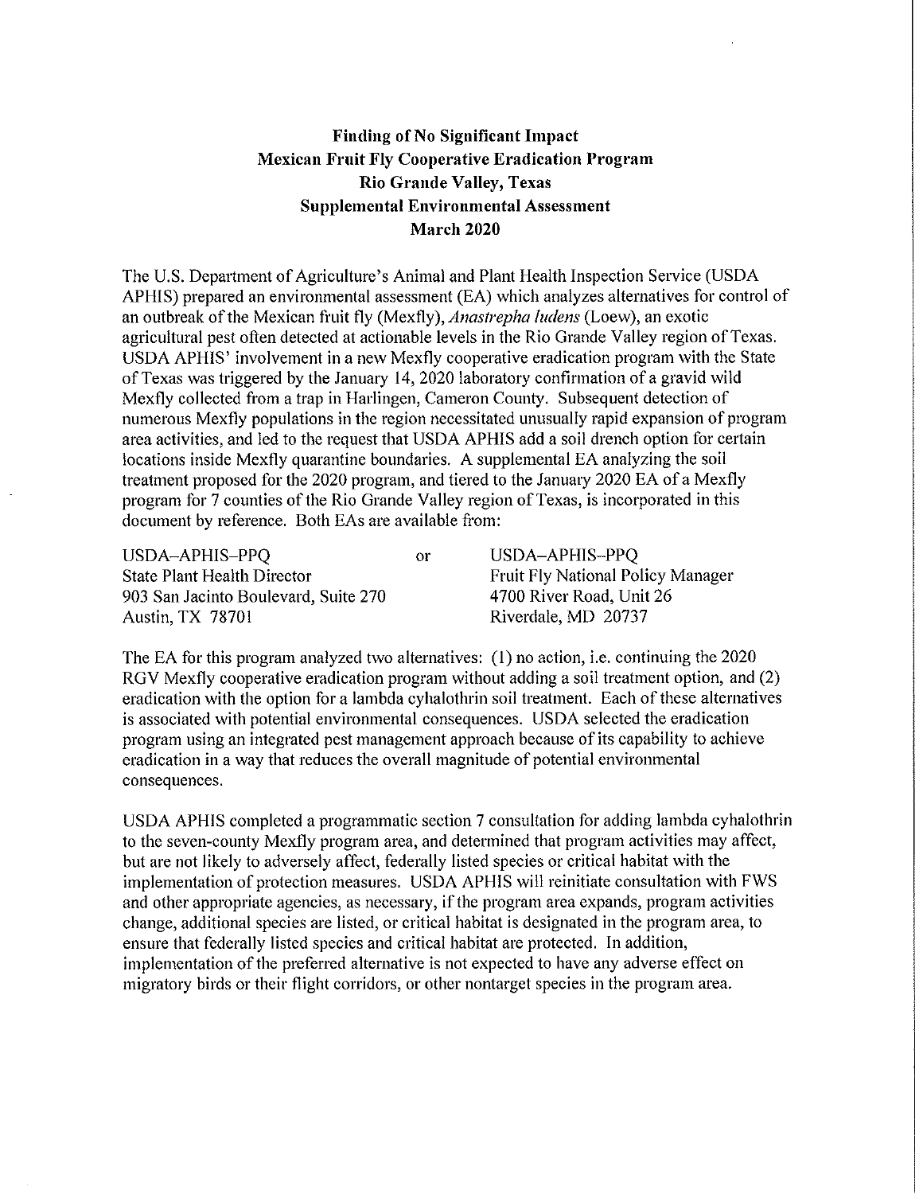**Finding of No Significant Impact**
**Mexican Fruit Fly Cooperative Eradication Program**
**Rio Grande Valley, Texas**
**Supplemental Environmental Assessment**
**March 2020**

The U.S. Department of Agriculture's Animal and Plant Health Inspection Service (USDA APHIS) prepared an environmental assessment (EA) which analyzes alternatives for control of an outbreak of the Mexican fruit fly (Mexfly), *Anastrepha ludens* (Loew), an exotic agricultural pest often detected at actionable levels in the Rio Grande Valley region of Texas. USDA APHIS' involvement in a new Mexfly cooperative eradication program with the State of Texas was triggered by the January 14, 2020 laboratory confirmation of a gravid wild Mexfly collected from a trap in Harlingen, Cameron County. Subsequent detection of numerous Mexfly populations in the region necessitated unusually rapid expansion of program area activities, and led to the request that USDA APHIS add a soil drench option for certain locations inside Mexfly quarantine boundaries. A supplemental EA analyzing the soil treatment proposed for the 2020 program, and tiered to the January 2020 EA of a Mexfly program for 7 counties of the Rio Grande Valley region of Texas, is incorporated in this document by reference. Both EAs are available from:

| | | |
|---|---|---|
| USDA–APHIS–PPQ<br>State Plant Health Director<br>903 San Jacinto Boulevard, Suite 270<br>Austin, TX 78701 | or | USDA–APHIS–PPQ<br>Fruit Fly National Policy Manager<br>4700 River Road, Unit 26<br>Riverdale, MD 20737 |

The EA for this program analyzed two alternatives: (1) no action, i.e. continuing the 2020 RGV Mexfly cooperative eradication program without adding a soil treatment option, and (2) eradication with the option for a lambda cyhalothrin soil treatment. Each of these alternatives is associated with potential environmental consequences. USDA selected the eradication program using an integrated pest management approach because of its capability to achieve eradication in a way that reduces the overall magnitude of potential environmental consequences.

USDA APHIS completed a programmatic section 7 consultation for adding lambda cyhalothrin to the seven-county Mexfly program area, and determined that program activities may affect, but are not likely to adversely affect, federally listed species or critical habitat with the implementation of protection measures. USDA APHIS will reinitiate consultation with FWS and other appropriate agencies, as necessary, if the program area expands, program activities change, additional species are listed, or critical habitat is designated in the program area, to ensure that federally listed species and critical habitat are protected. In addition, implementation of the preferred alternative is not expected to have any adverse effect on migratory birds or their flight corridors, or other nontarget species in the program area.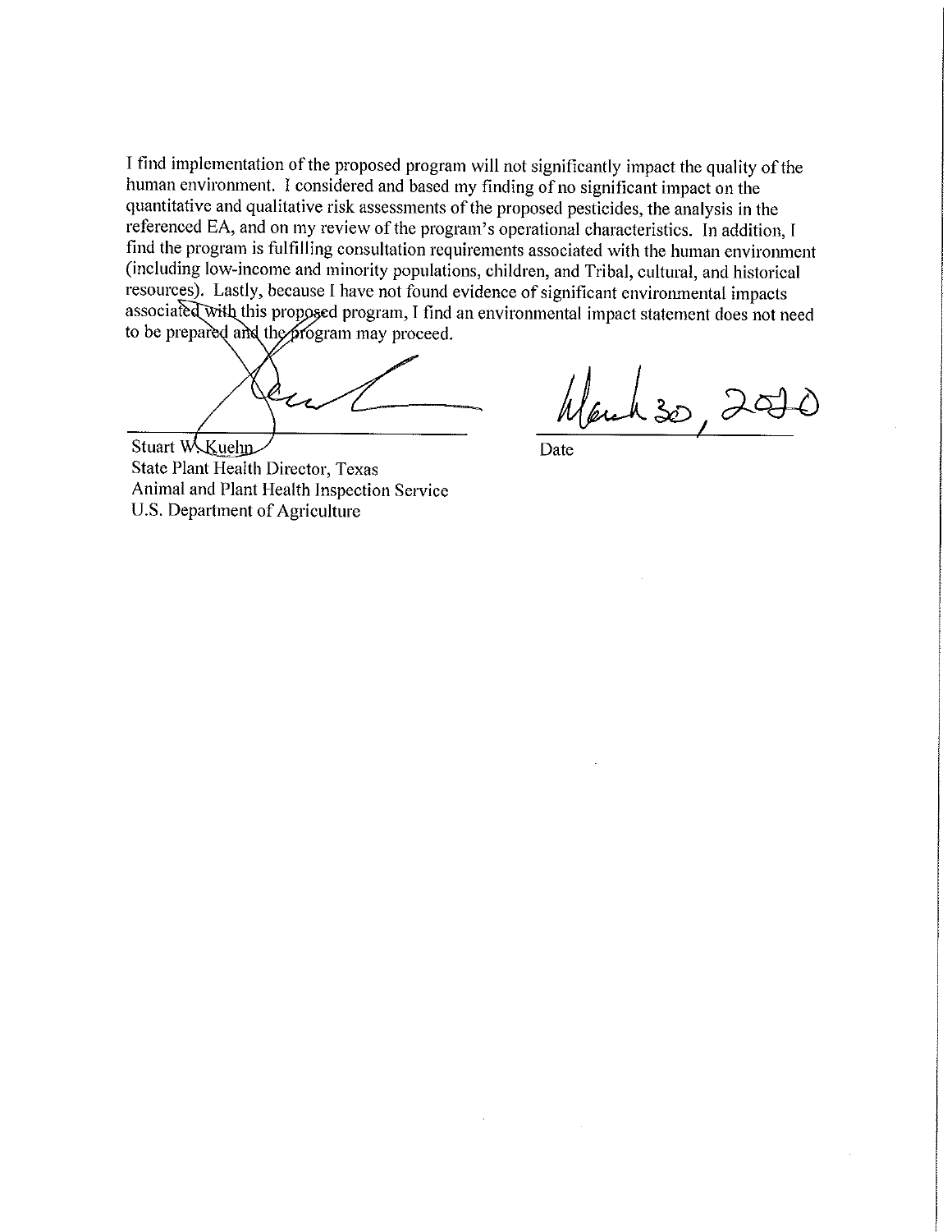I find implementation of the proposed program will not significantly impact the quality of the human environment. I considered and based my finding of no significant impact on the quantitative and qualitative risk assessments of the proposed pesticides, the analysis in the referenced EA, and on my review of the program's operational characteristics. In addition, I find the program is fulfilling consultation requirements associated with the human environment (including low-income and minority populations, children, and Tribal, cultural, and historical resources). Lastly, because I have not found evidence of significant environmental impacts associated with this proposed program, I find an environmental impact statement does not need to be prepared and the program may proceed.

March 30, 2010

Stuart W. Kuehn
State Plant Health Director, Texas
Animal and Plant Health Inspection Service
U.S. Department of Agriculture

Date